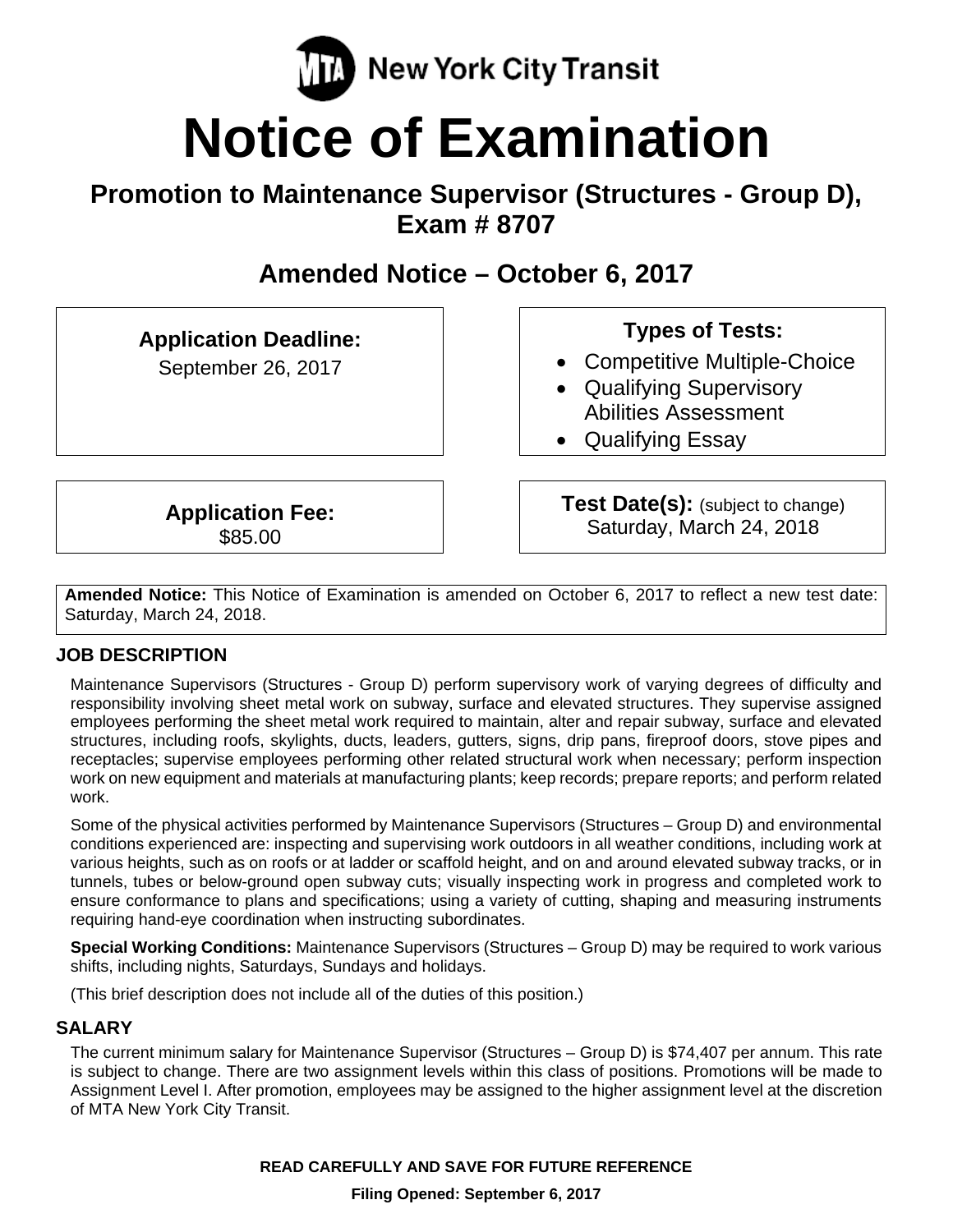MTA New York City Transit

# Notice of Examination

## Promotion to Maintenance Supervisor (Structures - Group D), Exam # 8707

## Amended Notice – October 6, 2017

**Application Deadline:**
September 26, 2017

**Types of Tests:**
- Competitive Multiple-Choice
- Qualifying Supervisory Abilities Assessment
- Qualifying Essay

**Application Fee:**
$85.00

**Test Date(s):** (subject to change)
Saturday, March 24, 2018

**Amended Notice:** This Notice of Examination is amended on October 6, 2017 to reflect a new test date: Saturday, March 24, 2018.

### JOB DESCRIPTION

Maintenance Supervisors (Structures - Group D) perform supervisory work of varying degrees of difficulty and responsibility involving sheet metal work on subway, surface and elevated structures. They supervise assigned employees performing the sheet metal work required to maintain, alter and repair subway, surface and elevated structures, including roofs, skylights, ducts, leaders, gutters, signs, drip pans, fireproof doors, stove pipes and receptacles; supervise employees performing other related structural work when necessary; perform inspection work on new equipment and materials at manufacturing plants; keep records; prepare reports; and perform related work.

Some of the physical activities performed by Maintenance Supervisors (Structures – Group D) and environmental conditions experienced are: inspecting and supervising work outdoors in all weather conditions, including work at various heights, such as on roofs or at ladder or scaffold height, and on and around elevated subway tracks, or in tunnels, tubes or below-ground open subway cuts; visually inspecting work in progress and completed work to ensure conformance to plans and specifications; using a variety of cutting, shaping and measuring instruments requiring hand-eye coordination when instructing subordinates.

**Special Working Conditions:** Maintenance Supervisors (Structures – Group D) may be required to work various shifts, including nights, Saturdays, Sundays and holidays.

(This brief description does not include all of the duties of this position.)

### SALARY

The current minimum salary for Maintenance Supervisor (Structures – Group D) is $74,407 per annum. This rate is subject to change. There are two assignment levels within this class of positions. Promotions will be made to Assignment Level I. After promotion, employees may be assigned to the higher assignment level at the discretion of MTA New York City Transit.

**READ CAREFULLY AND SAVE FOR FUTURE REFERENCE**

**Filing Opened: September 6, 2017**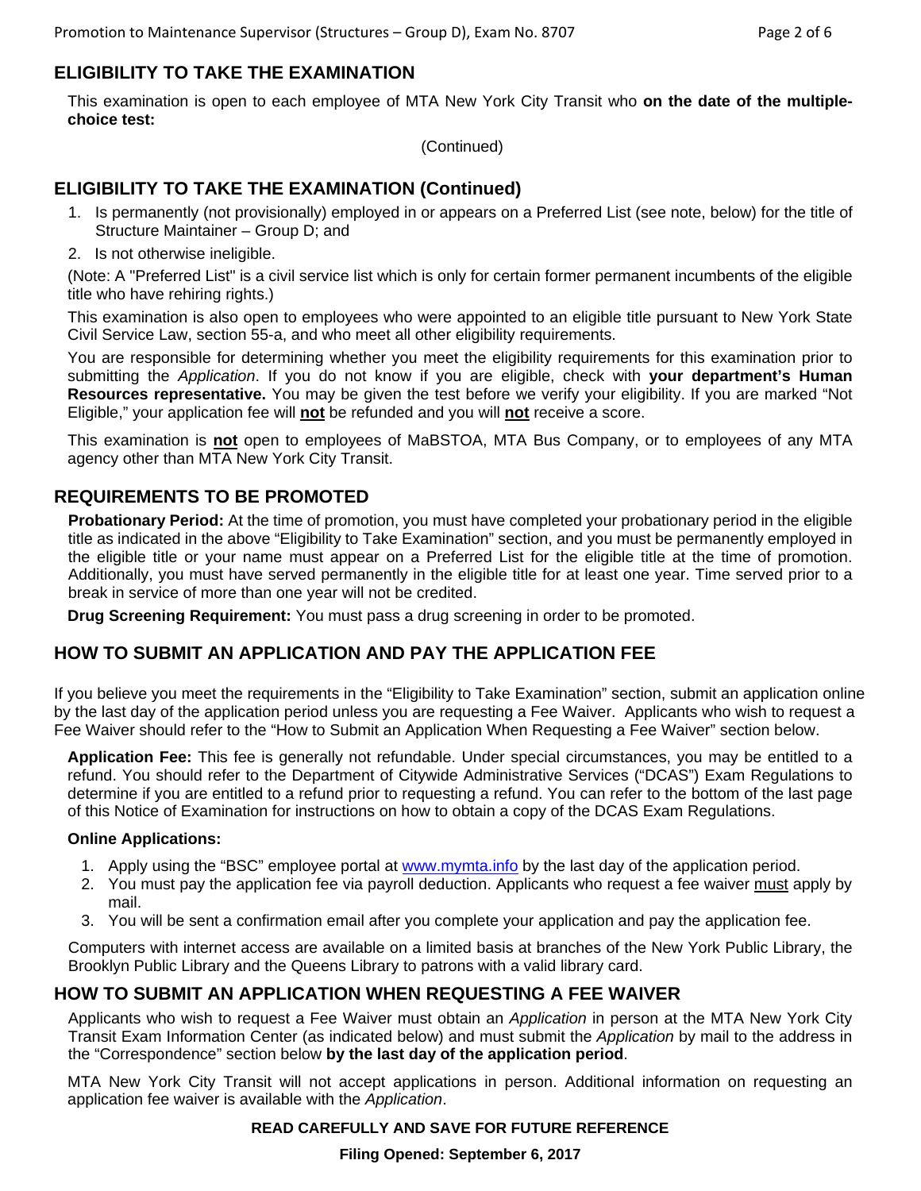## ELIGIBILITY TO TAKE THE EXAMINATION

This examination is open to each employee of MTA New York City Transit who **on the date of the multiple-choice test:**

(Continued)

## ELIGIBILITY TO TAKE THE EXAMINATION (Continued)

1. Is permanently (not provisionally) employed in or appears on a Preferred List (see note, below) for the title of Structure Maintainer – Group D; and
2. Is not otherwise ineligible.

(Note: A "Preferred List" is a civil service list which is only for certain former permanent incumbents of the eligible title who have rehiring rights.)

This examination is also open to employees who were appointed to an eligible title pursuant to New York State Civil Service Law, section 55-a, and who meet all other eligibility requirements.

You are responsible for determining whether you meet the eligibility requirements for this examination prior to submitting the *Application*. If you do not know if you are eligible, check with **your department's Human Resources representative.** You may be given the test before we verify your eligibility. If you are marked "Not Eligible," your application fee will **not** be refunded and you will **not** receive a score.

This examination is **not** open to employees of MaBSTOA, MTA Bus Company, or to employees of any MTA agency other than MTA New York City Transit.

## REQUIREMENTS TO BE PROMOTED

**Probationary Period:** At the time of promotion, you must have completed your probationary period in the eligible title as indicated in the above "Eligibility to Take Examination" section, and you must be permanently employed in the eligible title or your name must appear on a Preferred List for the eligible title at the time of promotion. Additionally, you must have served permanently in the eligible title for at least one year. Time served prior to a break in service of more than one year will not be credited.

**Drug Screening Requirement:** You must pass a drug screening in order to be promoted.

## HOW TO SUBMIT AN APPLICATION AND PAY THE APPLICATION FEE

If you believe you meet the requirements in the "Eligibility to Take Examination" section, submit an application online by the last day of the application period unless you are requesting a Fee Waiver. Applicants who wish to request a Fee Waiver should refer to the "How to Submit an Application When Requesting a Fee Waiver" section below.

**Application Fee:** This fee is generally not refundable. Under special circumstances, you may be entitled to a refund. You should refer to the Department of Citywide Administrative Services ("DCAS") Exam Regulations to determine if you are entitled to a refund prior to requesting a refund. You can refer to the bottom of the last page of this Notice of Examination for instructions on how to obtain a copy of the DCAS Exam Regulations.

**Online Applications:**

1. Apply using the "BSC" employee portal at www.mymta.info by the last day of the application period.
2. You must pay the application fee via payroll deduction. Applicants who request a fee waiver must apply by mail.
3. You will be sent a confirmation email after you complete your application and pay the application fee.

Computers with internet access are available on a limited basis at branches of the New York Public Library, the Brooklyn Public Library and the Queens Library to patrons with a valid library card.

## HOW TO SUBMIT AN APPLICATION WHEN REQUESTING A FEE WAIVER

Applicants who wish to request a Fee Waiver must obtain an *Application* in person at the MTA New York City Transit Exam Information Center (as indicated below) and must submit the *Application* by mail to the address in the "Correspondence" section below **by the last day of the application period**.

MTA New York City Transit will not accept applications in person. Additional information on requesting an application fee waiver is available with the *Application*.

**READ CAREFULLY AND SAVE FOR FUTURE REFERENCE**

**Filing Opened: September 6, 2017**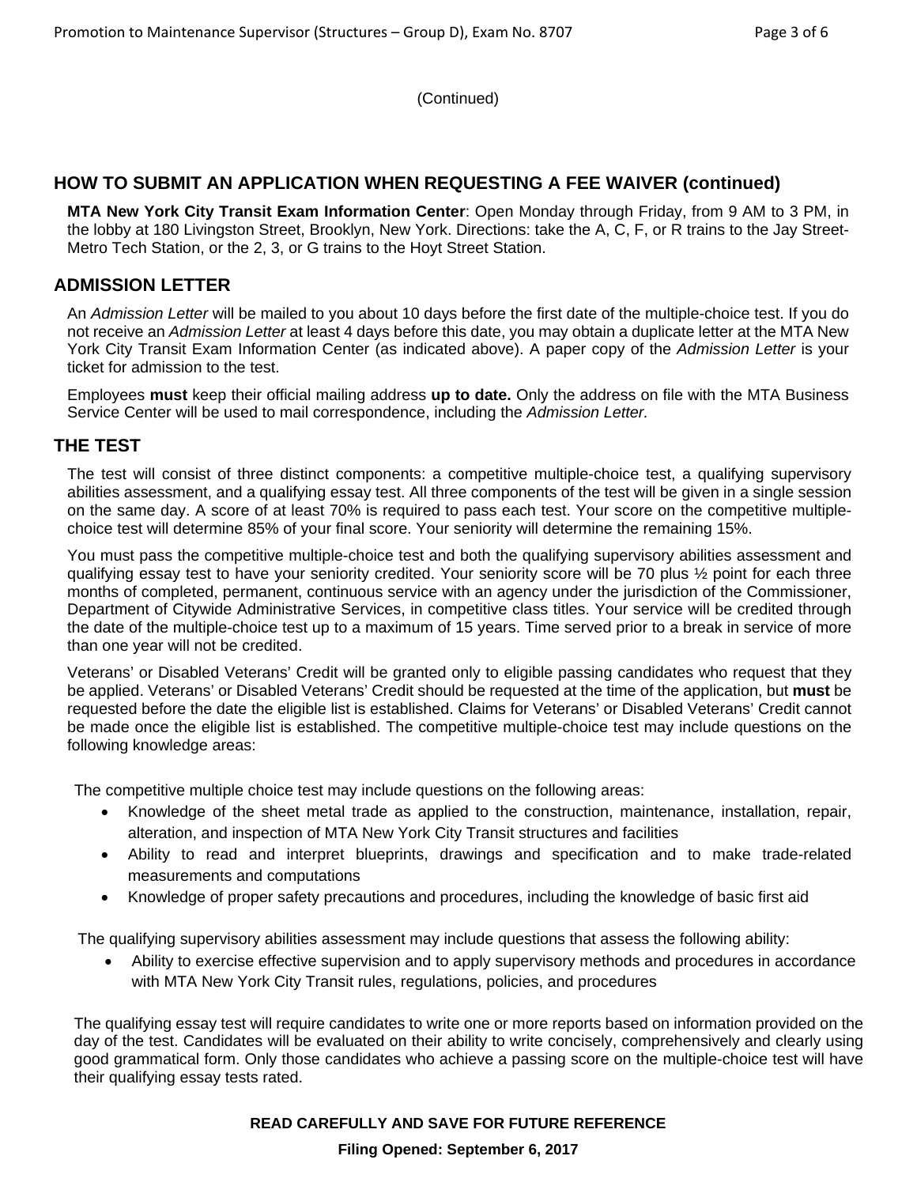(Continued)

## HOW TO SUBMIT AN APPLICATION WHEN REQUESTING A FEE WAIVER (continued)

**MTA New York City Transit Exam Information Center**: Open Monday through Friday, from 9 AM to 3 PM, in the lobby at 180 Livingston Street, Brooklyn, New York. Directions: take the A, C, F, or R trains to the Jay Street-Metro Tech Station, or the 2, 3, or G trains to the Hoyt Street Station.

## ADMISSION LETTER

An *Admission Letter* will be mailed to you about 10 days before the first date of the multiple-choice test. If you do not receive an *Admission Letter* at least 4 days before this date, you may obtain a duplicate letter at the MTA New York City Transit Exam Information Center (as indicated above). A paper copy of the *Admission Letter* is your ticket for admission to the test.

Employees **must** keep their official mailing address **up to date.** Only the address on file with the MTA Business Service Center will be used to mail correspondence, including the *Admission Letter.*

## THE TEST

The test will consist of three distinct components: a competitive multiple-choice test, a qualifying supervisory abilities assessment, and a qualifying essay test. All three components of the test will be given in a single session on the same day. A score of at least 70% is required to pass each test. Your score on the competitive multiple-choice test will determine 85% of your final score. Your seniority will determine the remaining 15%.

You must pass the competitive multiple-choice test and both the qualifying supervisory abilities assessment and qualifying essay test to have your seniority credited. Your seniority score will be 70 plus ½ point for each three months of completed, permanent, continuous service with an agency under the jurisdiction of the Commissioner, Department of Citywide Administrative Services, in competitive class titles. Your service will be credited through the date of the multiple-choice test up to a maximum of 15 years. Time served prior to a break in service of more than one year will not be credited.

Veterans' or Disabled Veterans' Credit will be granted only to eligible passing candidates who request that they be applied. Veterans' or Disabled Veterans' Credit should be requested at the time of the application, but **must** be requested before the date the eligible list is established. Claims for Veterans' or Disabled Veterans' Credit cannot be made once the eligible list is established. The competitive multiple-choice test may include questions on the following knowledge areas:

The competitive multiple choice test may include questions on the following areas:

- Knowledge of the sheet metal trade as applied to the construction, maintenance, installation, repair, alteration, and inspection of MTA New York City Transit structures and facilities
- Ability to read and interpret blueprints, drawings and specification and to make trade-related measurements and computations
- Knowledge of proper safety precautions and procedures, including the knowledge of basic first aid

The qualifying supervisory abilities assessment may include questions that assess the following ability:

- Ability to exercise effective supervision and to apply supervisory methods and procedures in accordance with MTA New York City Transit rules, regulations, policies, and procedures

The qualifying essay test will require candidates to write one or more reports based on information provided on the day of the test. Candidates will be evaluated on their ability to write concisely, comprehensively and clearly using good grammatical form. Only those candidates who achieve a passing score on the multiple-choice test will have their qualifying essay tests rated.

**READ CAREFULLY AND SAVE FOR FUTURE REFERENCE**

**Filing Opened: September 6, 2017**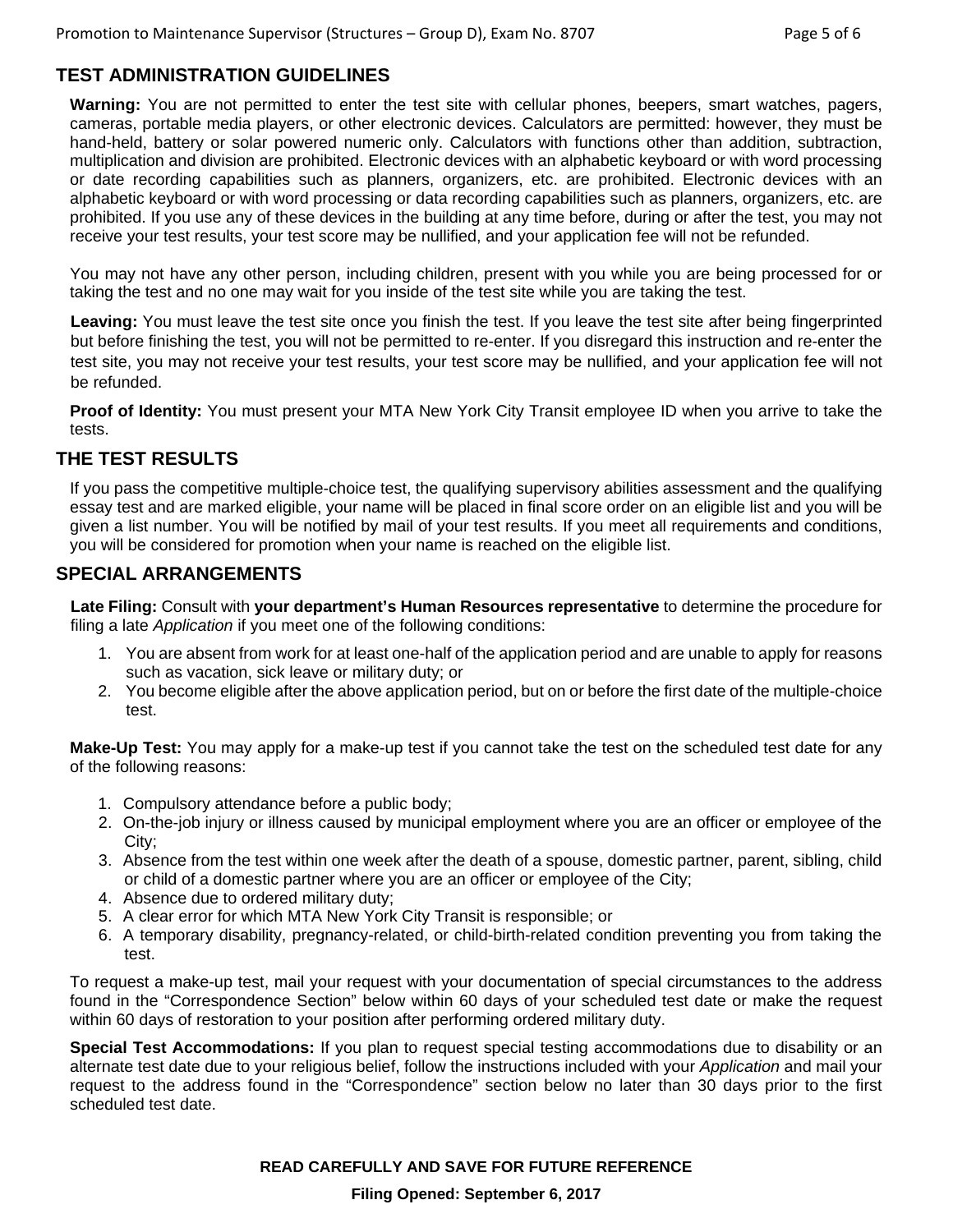## TEST ADMINISTRATION GUIDELINES

**Warning:** You are not permitted to enter the test site with cellular phones, beepers, smart watches, pagers, cameras, portable media players, or other electronic devices. Calculators are permitted: however, they must be hand-held, battery or solar powered numeric only. Calculators with functions other than addition, subtraction, multiplication and division are prohibited. Electronic devices with an alphabetic keyboard or with word processing or date recording capabilities such as planners, organizers, etc. are prohibited. Electronic devices with an alphabetic keyboard or with word processing or data recording capabilities such as planners, organizers, etc. are prohibited. If you use any of these devices in the building at any time before, during or after the test, you may not receive your test results, your test score may be nullified, and your application fee will not be refunded.

You may not have any other person, including children, present with you while you are being processed for or taking the test and no one may wait for you inside of the test site while you are taking the test.

**Leaving:** You must leave the test site once you finish the test. If you leave the test site after being fingerprinted but before finishing the test, you will not be permitted to re-enter. If you disregard this instruction and re-enter the test site, you may not receive your test results, your test score may be nullified, and your application fee will not be refunded.

**Proof of Identity:** You must present your MTA New York City Transit employee ID when you arrive to take the tests.

## THE TEST RESULTS

If you pass the competitive multiple-choice test, the qualifying supervisory abilities assessment and the qualifying essay test and are marked eligible, your name will be placed in final score order on an eligible list and you will be given a list number. You will be notified by mail of your test results. If you meet all requirements and conditions, you will be considered for promotion when your name is reached on the eligible list.

## SPECIAL ARRANGEMENTS

**Late Filing:** Consult with **your department's Human Resources representative** to determine the procedure for filing a late *Application* if you meet one of the following conditions:

1. You are absent from work for at least one-half of the application period and are unable to apply for reasons such as vacation, sick leave or military duty; or
2. You become eligible after the above application period, but on or before the first date of the multiple-choice test.

**Make-Up Test:** You may apply for a make-up test if you cannot take the test on the scheduled test date for any of the following reasons:

1. Compulsory attendance before a public body;
2. On-the-job injury or illness caused by municipal employment where you are an officer or employee of the City;
3. Absence from the test within one week after the death of a spouse, domestic partner, parent, sibling, child or child of a domestic partner where you are an officer or employee of the City;
4. Absence due to ordered military duty;
5. A clear error for which MTA New York City Transit is responsible; or
6. A temporary disability, pregnancy-related, or child-birth-related condition preventing you from taking the test.

To request a make-up test, mail your request with your documentation of special circumstances to the address found in the "Correspondence Section" below within 60 days of your scheduled test date or make the request within 60 days of restoration to your position after performing ordered military duty.

**Special Test Accommodations:** If you plan to request special testing accommodations due to disability or an alternate test date due to your religious belief, follow the instructions included with your *Application* and mail your request to the address found in the "Correspondence" section below no later than 30 days prior to the first scheduled test date.

**READ CAREFULLY AND SAVE FOR FUTURE REFERENCE**

**Filing Opened: September 6, 2017**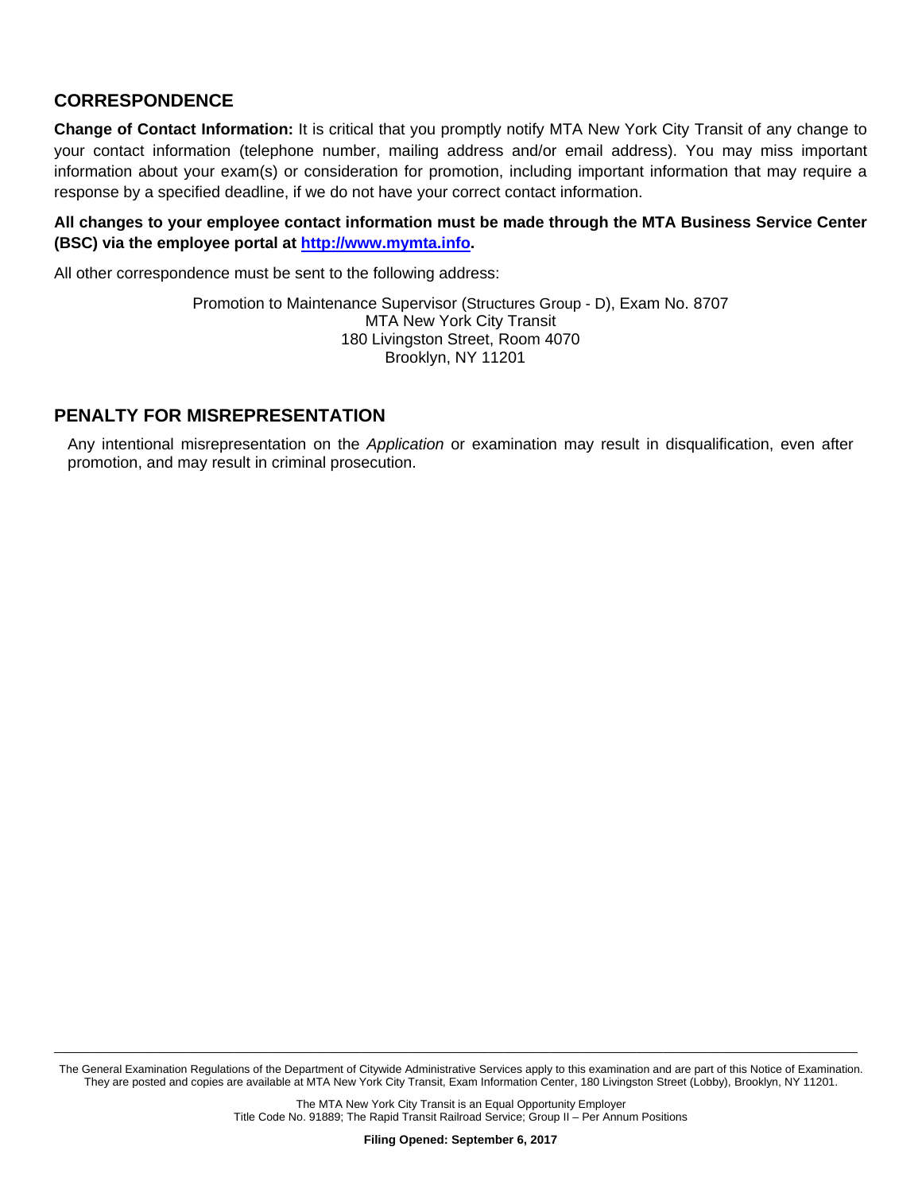## CORRESPONDENCE

**Change of Contact Information:** It is critical that you promptly notify MTA New York City Transit of any change to your contact information (telephone number, mailing address and/or email address). You may miss important information about your exam(s) or consideration for promotion, including important information that may require a response by a specified deadline, if we do not have your correct contact information.

**All changes to your employee contact information must be made through the MTA Business Service Center (BSC) via the employee portal at [http://www.mymta.info](http://www.mymta.info).**

All other correspondence must be sent to the following address:

Promotion to Maintenance Supervisor (Structures Group - D), Exam No. 8707
MTA New York City Transit
180 Livingston Street, Room 4070
Brooklyn, NY 11201

## PENALTY FOR MISREPRESENTATION

Any intentional misrepresentation on the *Application* or examination may result in disqualification, even after promotion, and may result in criminal prosecution.

---

The General Examination Regulations of the Department of Citywide Administrative Services apply to this examination and are part of this Notice of Examination. They are posted and copies are available at MTA New York City Transit, Exam Information Center, 180 Livingston Street (Lobby), Brooklyn, NY 11201.

The MTA New York City Transit is an Equal Opportunity Employer
Title Code No. 91889; The Rapid Transit Railroad Service; Group II – Per Annum Positions

**Filing Opened: September 6, 2017**